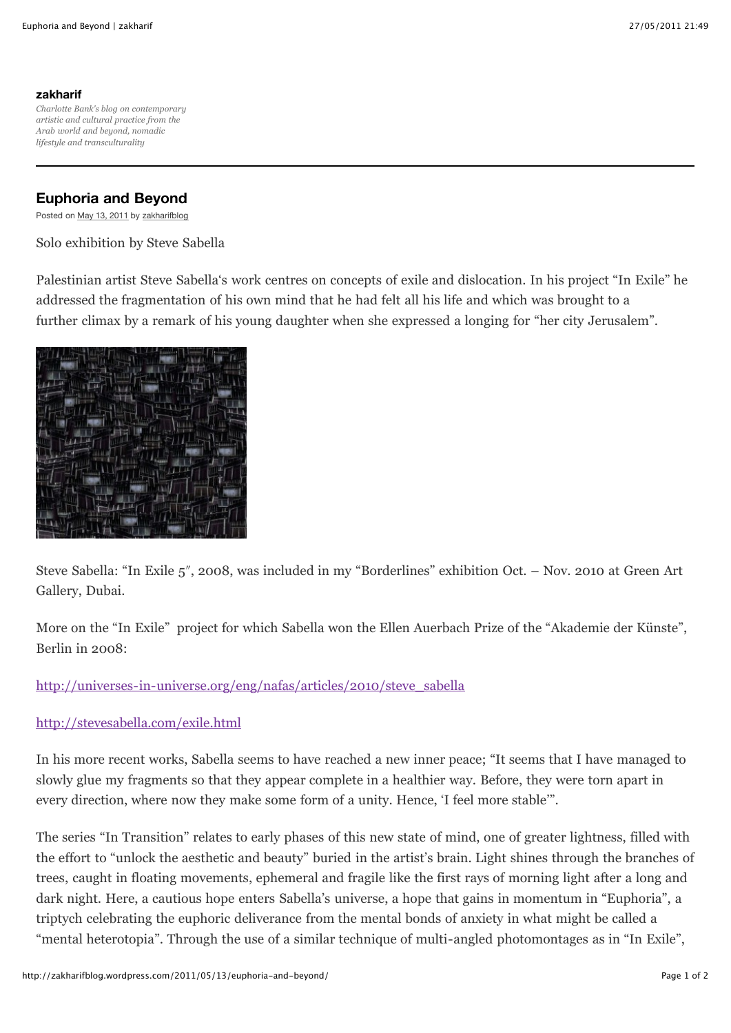**zakharif**

*Charlotte Bank's blog on contemporary artistic and cultural practice from the Arab world and beyond, nomadic lifestyle and transculturality*

## Euphoria and Beyond

Posted on May 13, 2011 by zakharifblog

Solo exhibition by Steve Sabella

Palestinian artist Steve Sabella's work centres on concepts of exile and dislocation. In his project "In Exile" he addressed the fragmentation of his own mind that he had felt all his life and which was brought to a further climax by a remark of his young daughter when she expressed a longing for "her city Jerusalem".

Steve Sabella: "In Exile 5", 2008, was included in my "Borderlines" exhibition Oct. – Nov. 2010 at Green Art Gallery, Dubai.

More on the "In Exile" project for which Sabella won the Ellen Auerbach Prize of the "Akademie der Künste", Berlin in 2008:

http://universes-in-universe.org/eng/nafas/articles/2010/steve_sabella

http://stevesabella.com/exile.html

In his more recent works, Sabella seems to have reached a new inner peace; "It seems that I have managed to slowly glue my fragments so that they appear complete in a healthier way. Before, they were torn apart in every direction, where now they make some form of a unity. Hence, 'I feel more stable'".

The series "In Transition" relates to early phases of this new state of mind, one of greater lightness, filled with the effort to "unlock the aesthetic and beauty" buried in the artist's brain. Light shines through the branches of trees, caught in floating movements, ephemeral and fragile like the first rays of morning light after a long and dark night. Here, a cautious hope enters Sabella's universe, a hope that gains in momentum in "Euphoria", a triptych celebrating the euphoric deliverance from the mental bonds of anxiety in what might be called a "mental heterotopia". Through the use of a similar technique of multi-angled photomontages as in "In Exile",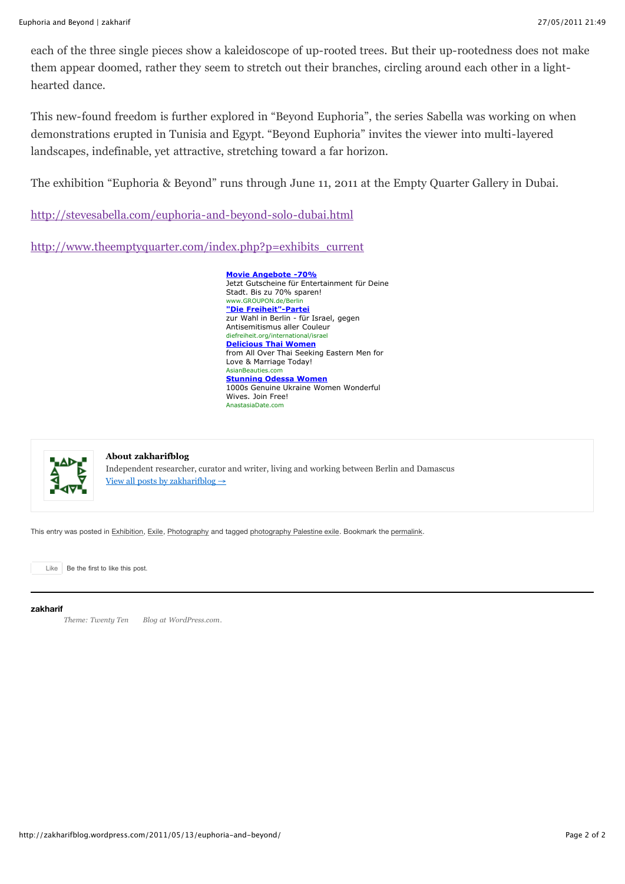each of the three single pieces show a kaleidoscope of up-rooted trees. But their up-rootedness does not make them appear doomed, rather they seem to stretch out their branches, circling around each other in a light-hearted dance.

This new-found freedom is further explored in “Beyond Euphoria”, the series Sabella was working on when demonstrations erupted in Tunisia and Egypt. “Beyond Euphoria” invites the viewer into multi-layered landscapes, indefinable, yet attractive, stretching toward a far horizon.

The exhibition “Euphoria & Beyond” runs through June 11, 2011 at the Empty Quarter Gallery in Dubai.

http://stevesabella.com/euphoria-and-beyond-solo-dubai.html

http://www.theemptyquarter.com/index.php?p=exhibits_current

**Movie Angebote -70%**
Jetzt Gutscheine für Entertainment für Deine Stadt. Bis zu 70% sparen!
www.GROUPON.de/Berlin

**"Die Freiheit"-Partei**
zur Wahl in Berlin - für Israel, gegen Antisemitismus aller Couleur
diefreiheit.org/international/israel

**Delicious Thai Women**
from All Over Thai Seeking Eastern Men for Love & Marriage Today!
AsianBeauties.com

**Stunning Odessa Women**
1000s Genuine Ukraine Women Wonderful Wives. Join Free!
AnastasiaDate.com

**About zakharifblog**

Independent researcher, curator and writer, living and working between Berlin and Damascus

View all posts by zakharifblog →

This entry was posted in Exhibition, Exile, Photography and tagged photography Palestine exile. Bookmark the permalink.

Like Be the first to like this post.

**zakharif**

*Theme: Twenty Ten* *Blog at WordPress.com.*